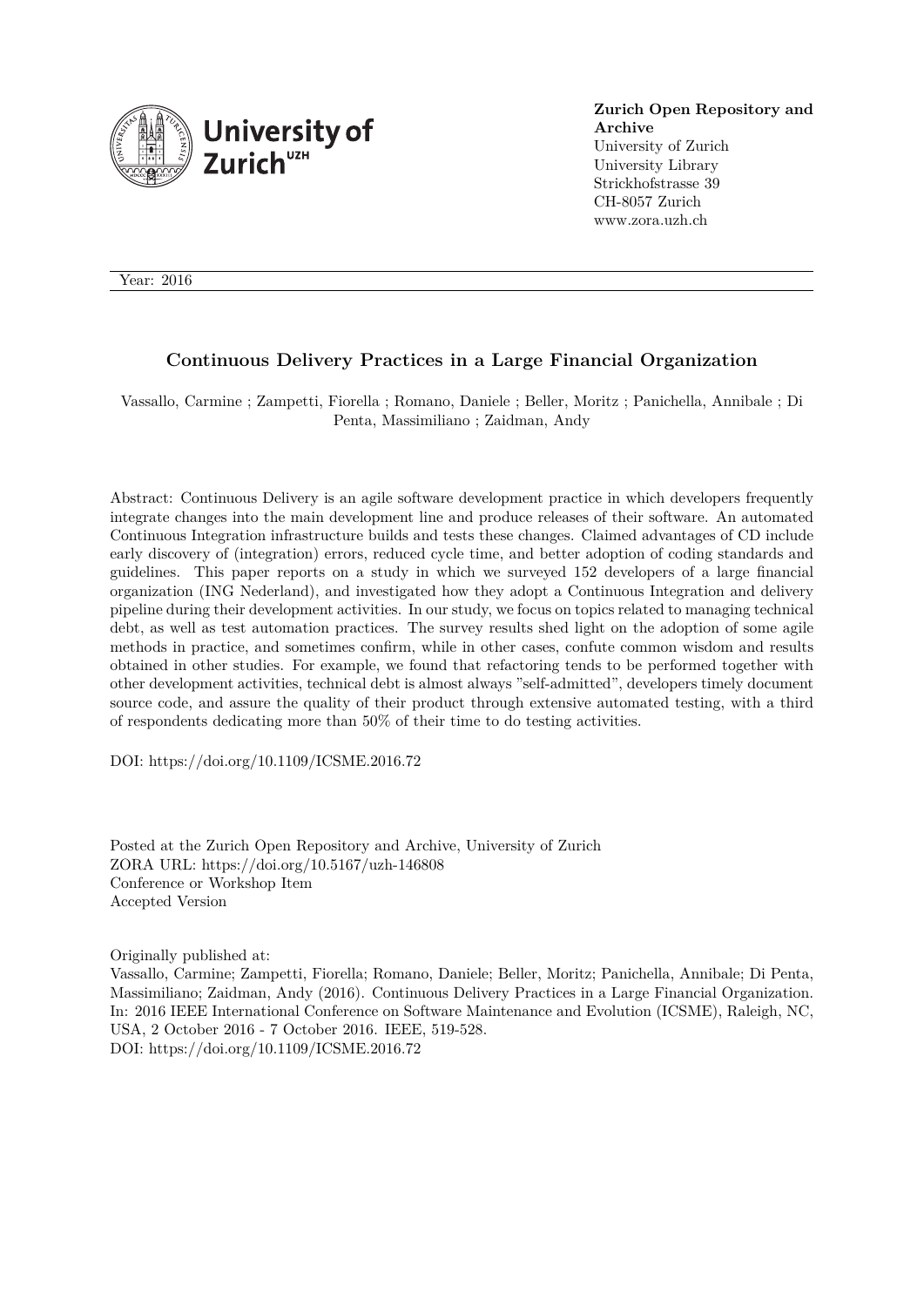**Zurich Open Repository and Archive**
University of Zurich
University Library
Strickhofstrasse 39
CH-8057 Zurich
www.zora.uzh.ch

Year: 2016

# Continuous Delivery Practices in a Large Financial Organization

Vassallo, Carmine ; Zampetti, Fiorella ; Romano, Daniele ; Beller, Moritz ; Panichella, Annibale ; Di Penta, Massimiliano ; Zaidman, Andy

Abstract: Continuous Delivery is an agile software development practice in which developers frequently integrate changes into the main development line and produce releases of their software. An automated Continuous Integration infrastructure builds and tests these changes. Claimed advantages of CD include early discovery of (integration) errors, reduced cycle time, and better adoption of coding standards and guidelines. This paper reports on a study in which we surveyed 152 developers of a large financial organization (ING Nederland), and investigated how they adopt a Continuous Integration and delivery pipeline during their development activities. In our study, we focus on topics related to managing technical debt, as well as test automation practices. The survey results shed light on the adoption of some agile methods in practice, and sometimes confirm, while in other cases, confute common wisdom and results obtained in other studies. For example, we found that refactoring tends to be performed together with other development activities, technical debt is almost always "self-admitted", developers timely document source code, and assure the quality of their product through extensive automated testing, with a third of respondents dedicating more than 50% of their time to do testing activities.

DOI: https://doi.org/10.1109/ICSME.2016.72

Posted at the Zurich Open Repository and Archive, University of Zurich
ZORA URL: https://doi.org/10.5167/uzh-146808
Conference or Workshop Item
Accepted Version

Originally published at:
Vassallo, Carmine; Zampetti, Fiorella; Romano, Daniele; Beller, Moritz; Panichella, Annibale; Di Penta, Massimiliano; Zaidman, Andy (2016). Continuous Delivery Practices in a Large Financial Organization. In: 2016 IEEE International Conference on Software Maintenance and Evolution (ICSME), Raleigh, NC, USA, 2 October 2016 - 7 October 2016. IEEE, 519-528.
DOI: https://doi.org/10.1109/ICSME.2016.72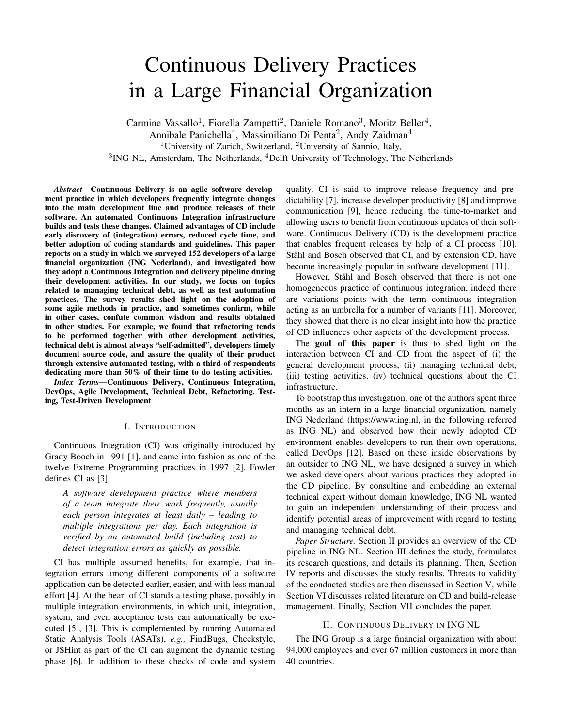# Continuous Delivery Practices in a Large Financial Organization

Carmine Vassallo[1], Fiorella Zampetti[2], Daniele Romano[3], Moritz Beller[4], Annibale Panichella[4], Massimiliano Di Penta[2], Andy Zaidman[4]

[1]University of Zurich, Switzerland, [2]University of Sannio, Italy, [3]ING NL, Amsterdam, The Netherlands, [4]Delft University of Technology, The Netherlands

***Abstract*—Continuous Delivery is an agile software development practice in which developers frequently integrate changes into the main development line and produce releases of their software. An automated Continuous Integration infrastructure builds and tests these changes. Claimed advantages of CD include early discovery of (integration) errors, reduced cycle time, and better adoption of coding standards and guidelines. This paper reports on a study in which we surveyed 152 developers of a large financial organization (ING Nederland), and investigated how they adopt a Continuous Integration and delivery pipeline during their development activities. In our study, we focus on topics related to managing technical debt, as well as test automation practices. The survey results shed light on the adoption of some agile methods in practice, and sometimes confirm, while in other cases, confute common wisdom and results obtained in other studies. For example, we found that refactoring tends to be performed together with other development activities, technical debt is almost always "self-admitted", developers timely document source code, and assure the quality of their product through extensive automated testing, with a third of respondents dedicating more than 50% of their time to do testing activities.**

***Index Terms*—Continuous Delivery, Continuous Integration, DevOps, Agile Development, Technical Debt, Refactoring, Testing, Test-Driven Development**

## I. Introduction

Continuous Integration (CI) was originally introduced by Grady Booch in 1991 [1], and came into fashion as one of the twelve Extreme Programming practices in 1997 [2]. Fowler defines CI as [3]:

> *A software development practice where members of a team integrate their work frequently, usually each person integrates at least daily – leading to multiple integrations per day. Each integration is verified by an automated build (including test) to detect integration errors as quickly as possible.*

CI has multiple assumed benefits, for example, that integration errors among different components of a software application can be detected earlier, easier, and with less manual effort [4]. At the heart of CI stands a testing phase, possibly in multiple integration environments, in which unit, integration, system, and even acceptance tests can automatically be executed [5], [3]. This is complemented by running Automated Static Analysis Tools (ASATs), *e.g.,* FindBugs, Checkstyle, or JSHint as part of the CI can augment the dynamic testing phase [6]. In addition to these checks of code and system quality, CI is said to improve release frequency and predictability [7], increase developer productivity [8] and improve communication [9], hence reducing the time-to-market and allowing users to benefit from continuous updates of their software. Continuous Delivery (CD) is the development practice that enables frequent releases by help of a CI process [10]. Ståhl and Bosch observed that CI, and by extension CD, have become increasingly popular in software development [11].

However, Ståhl and Bosch observed that there is not one homogeneous practice of continuous integration, indeed there are variations points with the term continuous integration acting as an umbrella for a number of variants [11]. Moreover, they showed that there is no clear insight into how the practice of CD influences other aspects of the development process.

The **goal of this paper** is thus to shed light on the interaction between CI and CD from the aspect of (i) the general development process, (ii) managing technical debt, (iii) testing activities, (iv) technical questions about the CI infrastructure.

To bootstrap this investigation, one of the authors spent three months as an intern in a large financial organization, namely ING Nederland (https://www.ing.nl, in the following referred as ING NL) and observed how their newly adopted CD environment enables developers to run their own operations, called DevOps [12]. Based on these inside observations by an outsider to ING NL, we have designed a survey in which we asked developers about various practices they adopted in the CD pipeline. By consulting and embedding an external technical expert without domain knowledge, ING NL wanted to gain an independent understanding of their process and identify potential areas of improvement with regard to testing and managing technical debt.

*Paper Structure.* Section II provides an overview of the CD pipeline in ING NL. Section III defines the study, formulates its research questions, and details its planning. Then, Section IV reports and discusses the study results. Threats to validity of the conducted studies are then discussed in Section V, while Section VI discusses related literature on CD and build-release management. Finally, Section VII concludes the paper.

## II. Continuous Delivery in ING NL

The ING Group is a large financial organization with about 94,000 employees and over 67 million customers in more than 40 countries.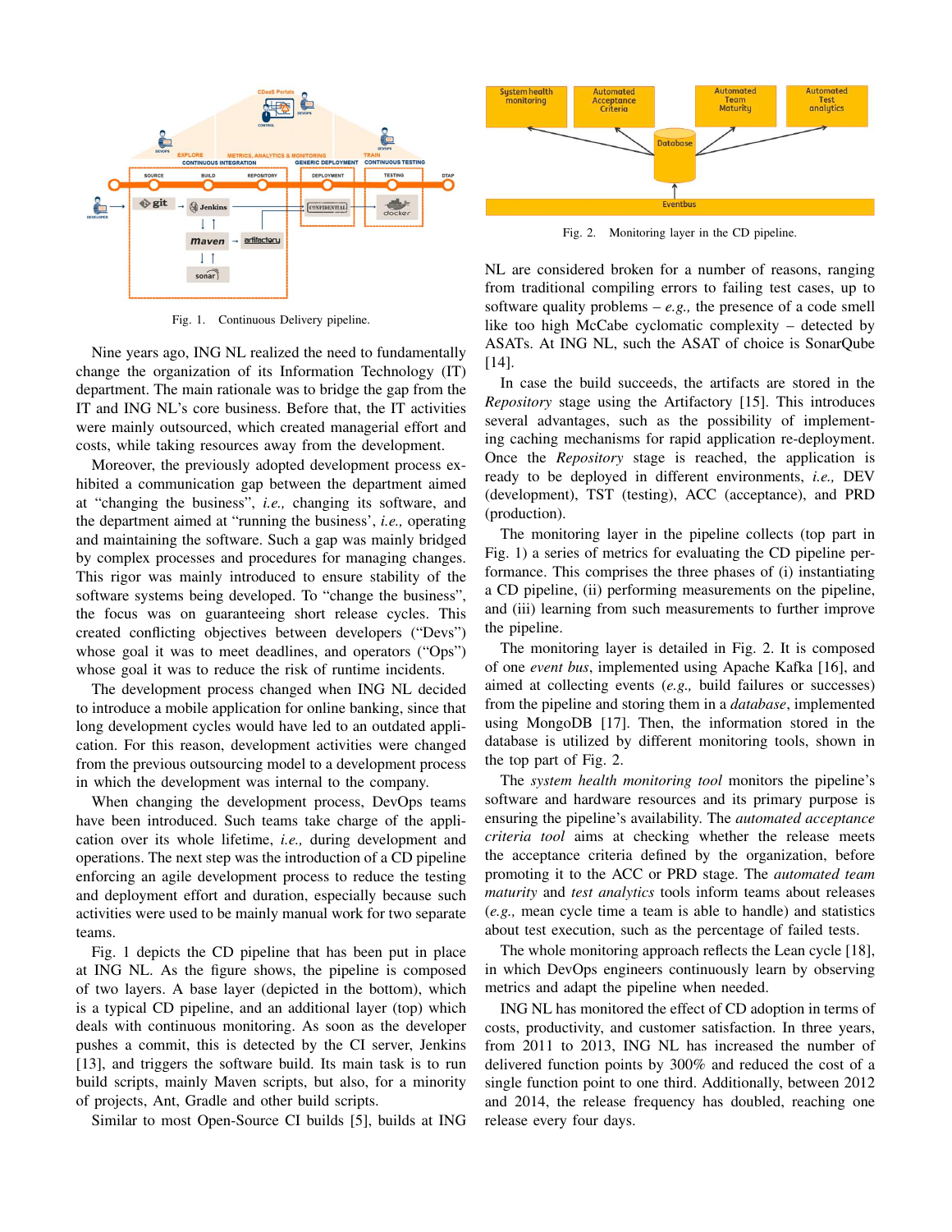Fig. 1. Continuous Delivery pipeline.

Nine years ago, ING NL realized the need to fundamentally change the organization of its Information Technology (IT) department. The main rationale was to bridge the gap from the IT and ING NL's core business. Before that, the IT activities were mainly outsourced, which created managerial effort and costs, while taking resources away from the development.

Moreover, the previously adopted development process exhibited a communication gap between the department aimed at "changing the business", *i.e.,* changing its software, and the department aimed at "running the business', *i.e.,* operating and maintaining the software. Such a gap was mainly bridged by complex processes and procedures for managing changes. This rigor was mainly introduced to ensure stability of the software systems being developed. To "change the business", the focus was on guaranteeing short release cycles. This created conflicting objectives between developers ("Devs") whose goal it was to meet deadlines, and operators ("Ops") whose goal it was to reduce the risk of runtime incidents.

The development process changed when ING NL decided to introduce a mobile application for online banking, since that long development cycles would have led to an outdated application. For this reason, development activities were changed from the previous outsourcing model to a development process in which the development was internal to the company.

When changing the development process, DevOps teams have been introduced. Such teams take charge of the application over its whole lifetime, *i.e.,* during development and operations. The next step was the introduction of a CD pipeline enforcing an agile development process to reduce the testing and deployment effort and duration, especially because such activities were used to be mainly manual work for two separate teams.

Fig. 1 depicts the CD pipeline that has been put in place at ING NL. As the figure shows, the pipeline is composed of two layers. A base layer (depicted in the bottom), which is a typical CD pipeline, and an additional layer (top) which deals with continuous monitoring. As soon as the developer pushes a commit, this is detected by the CI server, Jenkins [13], and triggers the software build. Its main task is to run build scripts, mainly Maven scripts, but also, for a minority of projects, Ant, Gradle and other build scripts.

Similar to most Open-Source CI builds [5], builds at ING NL are considered broken for a number of reasons, ranging from traditional compiling errors to failing test cases, up to software quality problems – *e.g.,* the presence of a code smell like too high McCabe cyclomatic complexity – detected by ASATs. At ING NL, such the ASAT of choice is SonarQube [14].

In case the build succeeds, the artifacts are stored in the *Repository* stage using the Artifactory [15]. This introduces several advantages, such as the possibility of implementing caching mechanisms for rapid application re-deployment. Once the *Repository* stage is reached, the application is ready to be deployed in different environments, *i.e.,* DEV (development), TST (testing), ACC (acceptance), and PRD (production).

The monitoring layer in the pipeline collects (top part in Fig. 1) a series of metrics for evaluating the CD pipeline performance. This comprises the three phases of (i) instantiating a CD pipeline, (ii) performing measurements on the pipeline, and (iii) learning from such measurements to further improve the pipeline.

Fig. 2. Monitoring layer in the CD pipeline.

The monitoring layer is detailed in Fig. 2. It is composed of one *event bus*, implemented using Apache Kafka [16], and aimed at collecting events (*e.g.,* build failures or successes) from the pipeline and storing them in a *database*, implemented using MongoDB [17]. Then, the information stored in the database is utilized by different monitoring tools, shown in the top part of Fig. 2.

The *system health monitoring tool* monitors the pipeline's software and hardware resources and its primary purpose is ensuring the pipeline's availability. The *automated acceptance criteria tool* aims at checking whether the release meets the acceptance criteria defined by the organization, before promoting it to the ACC or PRD stage. The *automated team maturity* and *test analytics* tools inform teams about releases (*e.g.,* mean cycle time a team is able to handle) and statistics about test execution, such as the percentage of failed tests.

The whole monitoring approach reflects the Lean cycle [18], in which DevOps engineers continuously learn by observing metrics and adapt the pipeline when needed.

ING NL has monitored the effect of CD adoption in terms of costs, productivity, and customer satisfaction. In three years, from 2011 to 2013, ING NL has increased the number of delivered function points by 300% and reduced the cost of a single function point to one third. Additionally, between 2012 and 2014, the release frequency has doubled, reaching one release every four days.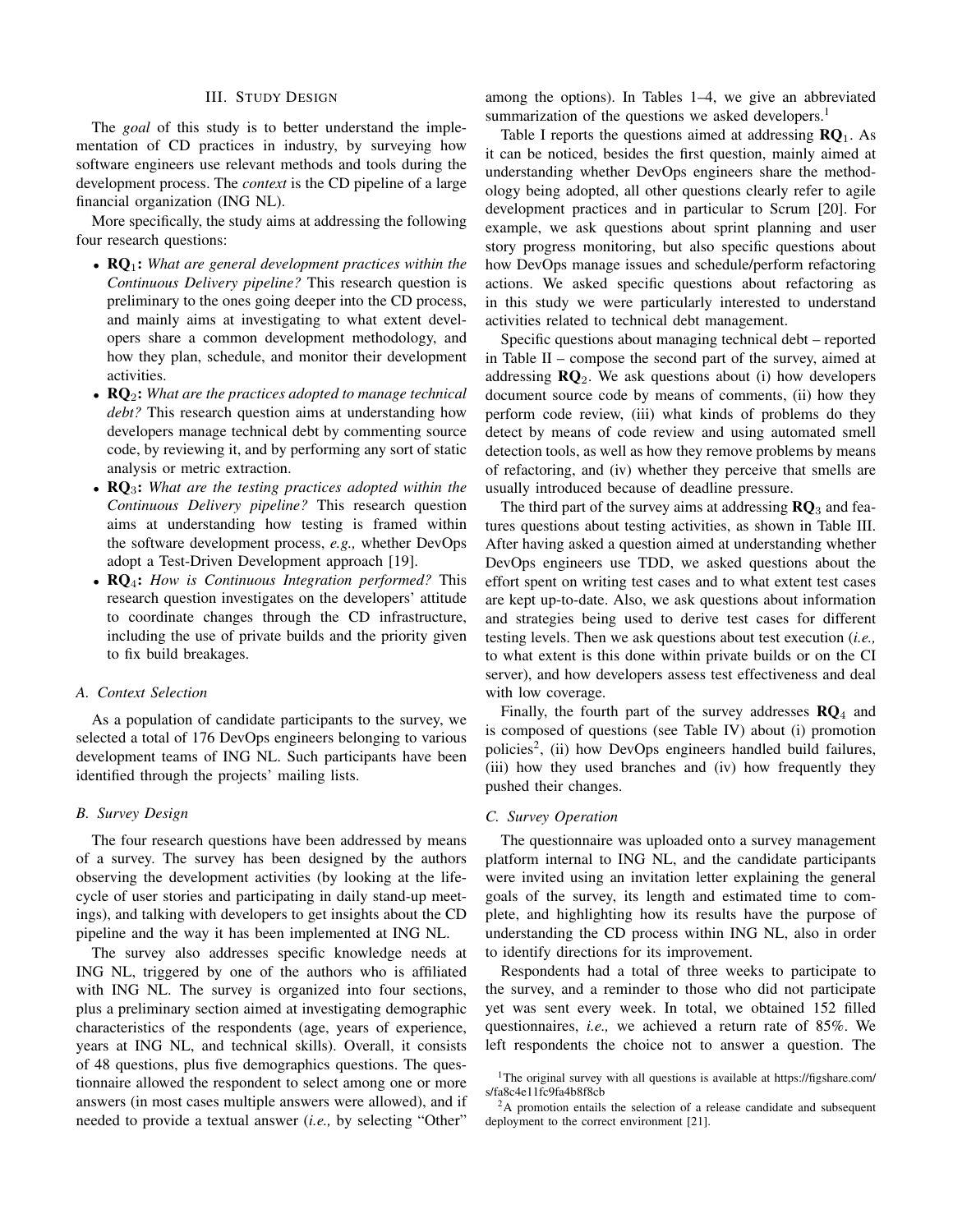## III. Study Design

The *goal* of this study is to better understand the implementation of CD practices in industry, by surveying how software engineers use relevant methods and tools during the development process. The *context* is the CD pipeline of a large financial organization (ING NL).

More specifically, the study aims at addressing the following four research questions:

- **RQ$_1$:** *What are general development practices within the Continuous Delivery pipeline?* This research question is preliminary to the ones going deeper into the CD process, and mainly aims at investigating to what extent developers share a common development methodology, and how they plan, schedule, and monitor their development activities.
- **RQ$_2$:** *What are the practices adopted to manage technical debt?* This research question aims at understanding how developers manage technical debt by commenting source code, by reviewing it, and by performing any sort of static analysis or metric extraction.
- **RQ$_3$:** *What are the testing practices adopted within the Continuous Delivery pipeline?* This research question aims at understanding how testing is framed within the software development process, *e.g.,* whether DevOps adopt a Test-Driven Development approach [19].
- **RQ$_4$:** *How is Continuous Integration performed?* This research question investigates on the developers' attitude to coordinate changes through the CD infrastructure, including the use of private builds and the priority given to fix build breakages.

### A. Context Selection

As a population of candidate participants to the survey, we selected a total of 176 DevOps engineers belonging to various development teams of ING NL. Such participants have been identified through the projects' mailing lists.

### B. Survey Design

The four research questions have been addressed by means of a survey. The survey has been designed by the authors observing the development activities (by looking at the life-cycle of user stories and participating in daily stand-up meetings), and talking with developers to get insights about the CD pipeline and the way it has been implemented at ING NL.

The survey also addresses specific knowledge needs at ING NL, triggered by one of the authors who is affiliated with ING NL. The survey is organized into four sections, plus a preliminary section aimed at investigating demographic characteristics of the respondents (age, years of experience, years at ING NL, and technical skills). Overall, it consists of 48 questions, plus five demographics questions. The questionnaire allowed the respondent to select among one or more answers (in most cases multiple answers were allowed), and if needed to provide a textual answer (*i.e.,* by selecting "Other" among the options). In Tables 1–4, we give an abbreviated summarization of the questions we asked developers.[1]

Table I reports the questions aimed at addressing **RQ$_1$**. As it can be noticed, besides the first question, mainly aimed at understanding whether DevOps engineers share the methodology being adopted, all other questions clearly refer to agile development practices and in particular to Scrum [20]. For example, we ask questions about sprint planning and user story progress monitoring, but also specific questions about how DevOps manage issues and schedule/perform refactoring actions. We asked specific questions about refactoring as in this study we were particularly interested to understand activities related to technical debt management.

Specific questions about managing technical debt – reported in Table II – compose the second part of the survey, aimed at addressing **RQ$_2$**. We ask questions about (i) how developers document source code by means of comments, (ii) how they perform code review, (iii) what kinds of problems do they detect by means of code review and using automated smell detection tools, as well as how they remove problems by means of refactoring, and (iv) whether they perceive that smells are usually introduced because of deadline pressure.

The third part of the survey aims at addressing **RQ$_3$** and features questions about testing activities, as shown in Table III. After having asked a question aimed at understanding whether DevOps engineers use TDD, we asked questions about the effort spent on writing test cases and to what extent test cases are kept up-to-date. Also, we ask questions about information and strategies being used to derive test cases for different testing levels. Then we ask questions about test execution (*i.e.,* to what extent is this done within private builds or on the CI server), and how developers assess test effectiveness and deal with low coverage.

Finally, the fourth part of the survey addresses **RQ$_4$** and is composed of questions (see Table IV) about (i) promotion policies[2], (ii) how DevOps engineers handled build failures, (iii) how they used branches and (iv) how frequently they pushed their changes.

### C. Survey Operation

The questionnaire was uploaded onto a survey management platform internal to ING NL, and the candidate participants were invited using an invitation letter explaining the general goals of the survey, its length and estimated time to complete, and highlighting how its results have the purpose of understanding the CD process within ING NL, also in order to identify directions for its improvement.

Respondents had a total of three weeks to participate to the survey, and a reminder to those who did not participate yet was sent every week. In total, we obtained 152 filled questionnaires, *i.e.,* we achieved a return rate of 85%. We left respondents the choice not to answer a question. The

[1] The original survey with all questions is available at https://figshare.com/s/fa8c4e11fc9fa4b8f8cb

[2] A promotion entails the selection of a release candidate and subsequent deployment to the correct environment [21].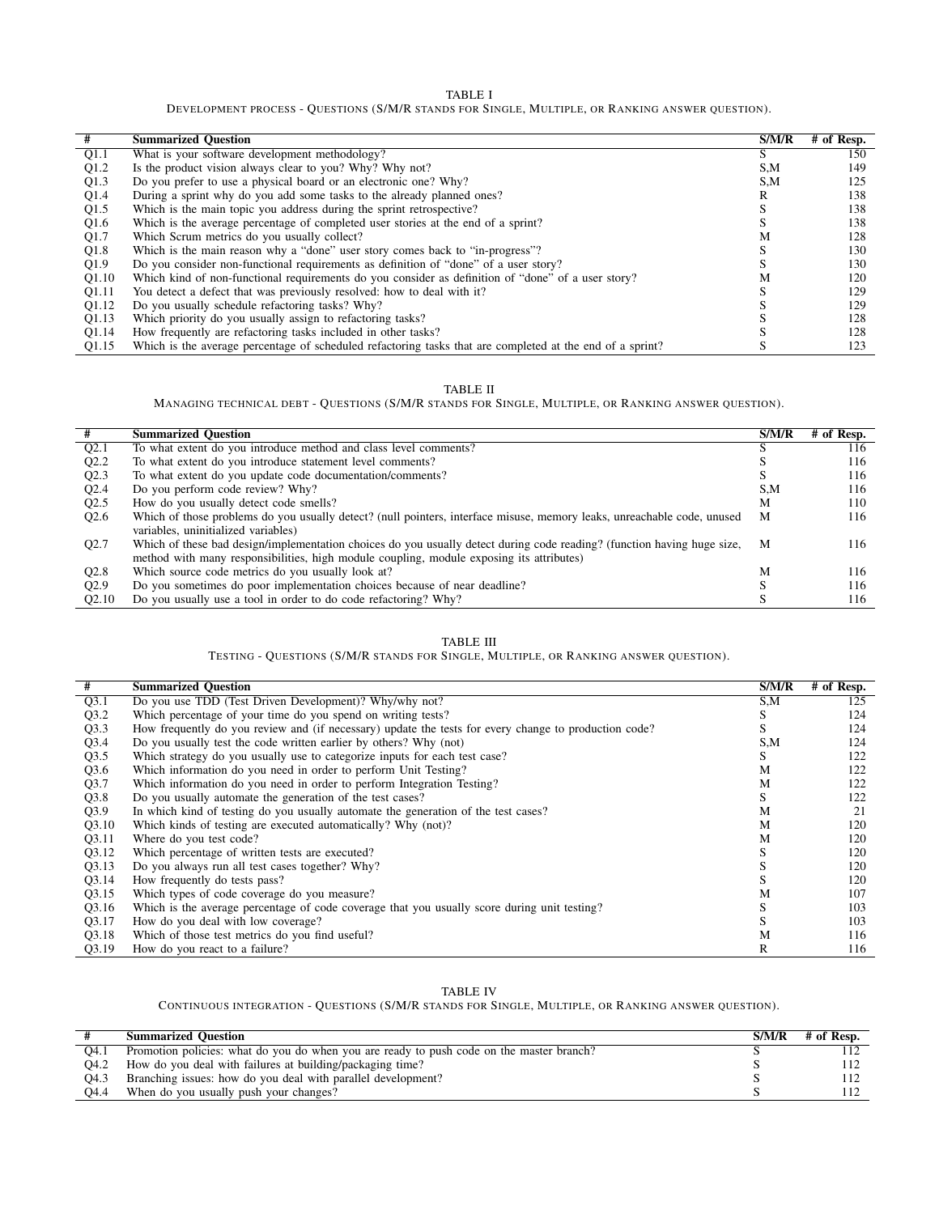TABLE I

Development process - Questions (S/M/R stands for Single, Multiple, or Ranking answer question).

| # | Summarized Question | S/M/R | # of Resp. |
|---|---|---|---|
| Q1.1 | What is your software development methodology? | S | 150 |
| Q1.2 | Is the product vision always clear to you? Why? Why not? | S,M | 149 |
| Q1.3 | Do you prefer to use a physical board or an electronic one? Why? | S,M | 125 |
| Q1.4 | During a sprint why do you add some tasks to the already planned ones? | R | 138 |
| Q1.5 | Which is the main topic you address during the sprint retrospective? | S | 138 |
| Q1.6 | Which is the average percentage of completed user stories at the end of a sprint? | S | 138 |
| Q1.7 | Which Scrum metrics do you usually collect? | M | 128 |
| Q1.8 | Which is the main reason why a "done" user story comes back to "in-progress"? | S | 130 |
| Q1.9 | Do you consider non-functional requirements as definition of "done" of a user story? | S | 130 |
| Q1.10 | Which kind of non-functional requirements do you consider as definition of "done" of a user story? | M | 120 |
| Q1.11 | You detect a defect that was previously resolved: how to deal with it? | S | 129 |
| Q1.12 | Do you usually schedule refactoring tasks? Why? | S | 129 |
| Q1.13 | Which priority do you usually assign to refactoring tasks? | S | 128 |
| Q1.14 | How frequently are refactoring tasks included in other tasks? | S | 128 |
| Q1.15 | Which is the average percentage of scheduled refactoring tasks that are completed at the end of a sprint? | S | 123 |

TABLE II

Managing technical debt - Questions (S/M/R stands for Single, Multiple, or Ranking answer question).

| # | Summarized Question | S/M/R | # of Resp. |
|---|---|---|---|
| Q2.1 | To what extent do you introduce method and class level comments? | S | 116 |
| Q2.2 | To what extent do you introduce statement level comments? | S | 116 |
| Q2.3 | To what extent do you update code documentation/comments? | S | 116 |
| Q2.4 | Do you perform code review? Why? | S,M | 116 |
| Q2.5 | How do you usually detect code smells? | M | 110 |
| Q2.6 | Which of those problems do you usually detect? (null pointers, interface misuse, memory leaks, unreachable code, unused variables, uninitialized variables) | M | 116 |
| Q2.7 | Which of these bad design/implementation choices do you usually detect during code reading? (function having huge size, method with many responsibilities, high module coupling, module exposing its attributes) | M | 116 |
| Q2.8 | Which source code metrics do you usually look at? | M | 116 |
| Q2.9 | Do you sometimes do poor implementation choices because of near deadline? | S | 116 |
| Q2.10 | Do you usually use a tool in order to do code refactoring? Why? | S | 116 |

TABLE III

Testing - Questions (S/M/R stands for Single, Multiple, or Ranking answer question).

| # | Summarized Question | S/M/R | # of Resp. |
|---|---|---|---|
| Q3.1 | Do you use TDD (Test Driven Development)? Why/why not? | S,M | 125 |
| Q3.2 | Which percentage of your time do you spend on writing tests? | S | 124 |
| Q3.3 | How frequently do you review and (if necessary) update the tests for every change to production code? | S | 124 |
| Q3.4 | Do you usually test the code written earlier by others? Why (not) | S,M | 124 |
| Q3.5 | Which strategy do you usually use to categorize inputs for each test case? | S | 122 |
| Q3.6 | Which information do you need in order to perform Unit Testing? | M | 122 |
| Q3.7 | Which information do you need in order to perform Integration Testing? | M | 122 |
| Q3.8 | Do you usually automate the generation of the test cases? | S | 122 |
| Q3.9 | In which kind of testing do you usually automate the generation of the test cases? | M | 21 |
| Q3.10 | Which kinds of testing are executed automatically? Why (not)? | M | 120 |
| Q3.11 | Where do you test code? | M | 120 |
| Q3.12 | Which percentage of written tests are executed? | S | 120 |
| Q3.13 | Do you always run all test cases together? Why? | S | 120 |
| Q3.14 | How frequently do tests pass? | S | 120 |
| Q3.15 | Which types of code coverage do you measure? | M | 107 |
| Q3.16 | Which is the average percentage of code coverage that you usually score during unit testing? | S | 103 |
| Q3.17 | How do you deal with low coverage? | S | 103 |
| Q3.18 | Which of those test metrics do you find useful? | M | 116 |
| Q3.19 | How do you react to a failure? | R | 116 |

TABLE IV

Continuous integration - Questions (S/M/R stands for Single, Multiple, or Ranking answer question).

| # | Summarized Question | S/M/R | # of Resp. |
|---|---|---|---|
| Q4.1 | Promotion policies: what do you do when you are ready to push code on the master branch? | S | 112 |
| Q4.2 | How do you deal with failures at building/packaging time? | S | 112 |
| Q4.3 | Branching issues: how do you deal with parallel development? | S | 112 |
| Q4.4 | When do you usually push your changes? | S | 112 |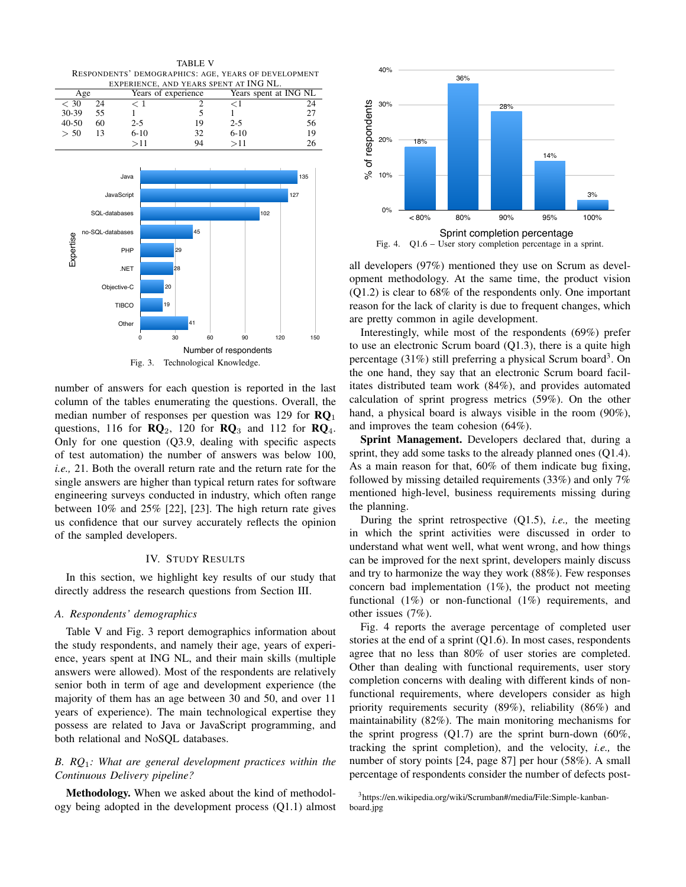TABLE V
RESPONDENTS' DEMOGRAPHICS: AGE, YEARS OF DEVELOPMENT EXPERIENCE, AND YEARS SPENT AT ING NL.

| Age | | Years of experience | | Years spent at ING NL | |
|---|---|---|---|---|---|
| < 30 | 24 | < 1 | 2 | <1 | 24 |
| 30-39 | 55 | 1 | 5 | 1 | 27 |
| 40-50 | 60 | 2-5 | 19 | 2-5 | 56 |
| > 50 | 13 | 6-10 | 32 | 6-10 | 19 |
| | | >11 | 94 | >11 | 26 |

Fig. 3. Technological Knowledge.

number of answers for each question is reported in the last column of the tables enumerating the questions. Overall, the median number of responses per question was 129 for **RQ**$_1$ questions, 116 for **RQ**$_2$, 120 for **RQ**$_3$ and 112 for **RQ**$_4$. Only for one question (Q3.9, dealing with specific aspects of test automation) the number of answers was below 100, *i.e.,* 21. Both the overall return rate and the return rate for the single answers are higher than typical return rates for software engineering surveys conducted in industry, which often range between 10% and 25% [22], [23]. The high return rate gives us confidence that our survey accurately reflects the opinion of the sampled developers.

## IV. Study Results

In this section, we highlight key results of our study that directly address the research questions from Section III.

### A. Respondents' demographics

Table V and Fig. 3 report demographics information about the study respondents, and namely their age, years of experience, years spent at ING NL, and their main skills (multiple answers were allowed). Most of the respondents are relatively senior both in term of age and development experience (the majority of them has an age between 30 and 50, and over 11 years of experience). The main technological expertise they possess are related to Java or JavaScript programming, and both relational and NoSQL databases.

### B. RQ$_1$: What are general development practices within the Continuous Delivery pipeline?

**Methodology.** When we asked about the kind of methodology being adopted in the development process (Q1.1) almost

Fig. 4. Q1.6 – User story completion percentage in a sprint.

all developers (97%) mentioned they use on Scrum as development methodology. At the same time, the product vision (Q1.2) is clear to 68% of the respondents only. One important reason for the lack of clarity is due to frequent changes, which are pretty common in agile development.

Interestingly, while most of the respondents (69%) prefer to use an electronic Scrum board (Q1.3), there is a quite high percentage (31%) still preferring a physical Scrum board[3]. On the one hand, they say that an electronic Scrum board facilitates distributed team work (84%), and provides automated calculation of sprint progress metrics (59%). On the other hand, a physical board is always visible in the room (90%), and improves the team cohesion (64%).

**Sprint Management.** Developers declared that, during a sprint, they add some tasks to the already planned ones (Q1.4). As a main reason for that, 60% of them indicate bug fixing, followed by missing detailed requirements (33%) and only 7% mentioned high-level, business requirements missing during the planning.

During the sprint retrospective (Q1.5), *i.e.,* the meeting in which the sprint activities were discussed in order to understand what went well, what went wrong, and how things can be improved for the next sprint, developers mainly discuss and try to harmonize the way they work (88%). Few responses concern bad implementation (1%), the product not meeting functional (1%) or non-functional (1%) requirements, and other issues (7%).

Fig. 4 reports the average percentage of completed user stories at the end of a sprint (Q1.6). In most cases, respondents agree that no less than 80% of user stories are completed. Other than dealing with functional requirements, user story completion concerns with dealing with different kinds of non-functional requirements, where developers consider as high priority requirements security (89%), reliability (86%) and maintainability (82%). The main monitoring mechanisms for the sprint progress (Q1.7) are the sprint burn-down (60%, tracking the sprint completion), and the velocity, *i.e.,* the number of story points [24, page 87] per hour (58%). A small percentage of respondents consider the number of defects post-

[3] https://en.wikipedia.org/wiki/Scrumban#/media/File:Simple-kanban-board.jpg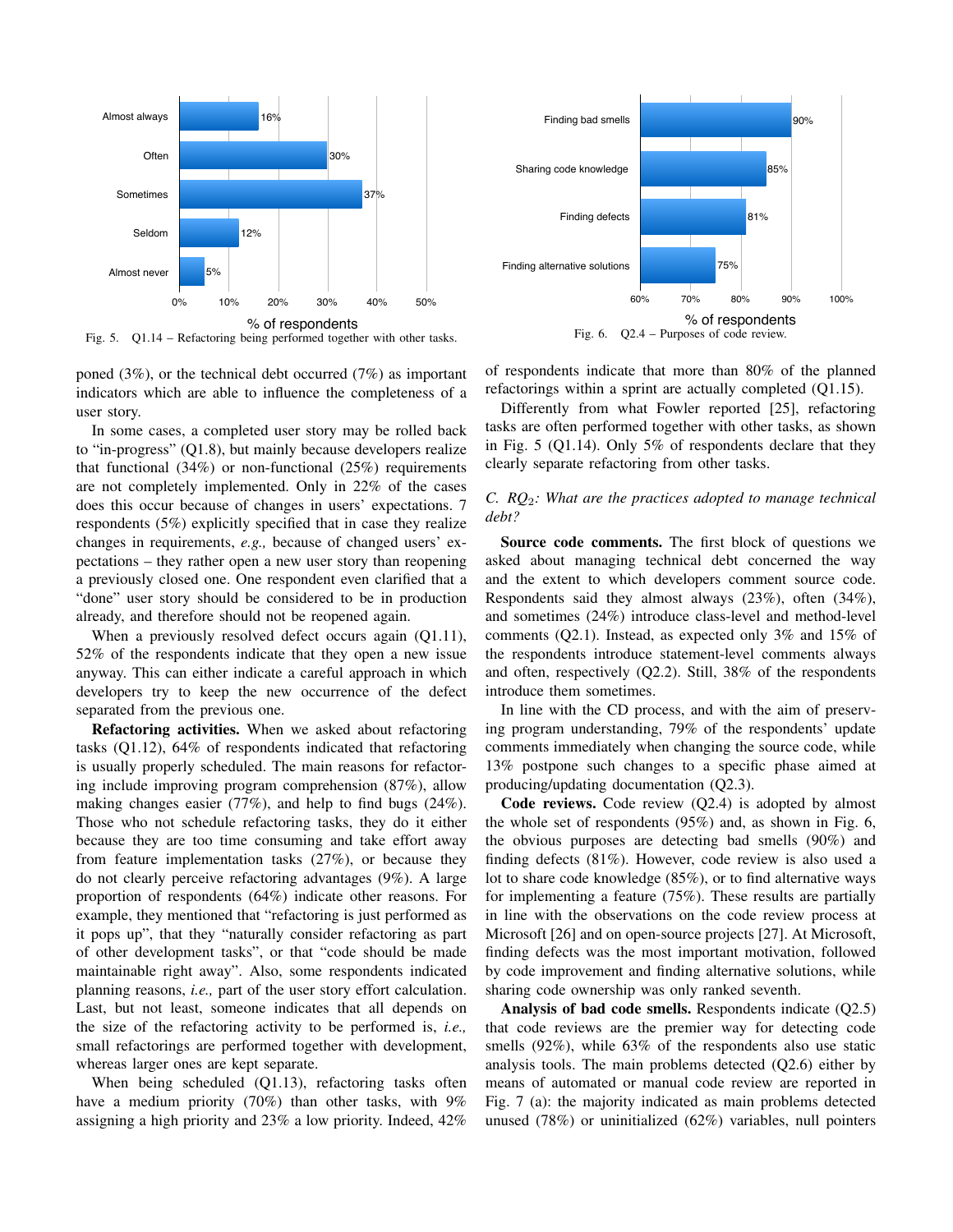Fig. 5. Q1.14 – Refactoring being performed together with other tasks.

Fig. 6. Q2.4 – Purposes of code review.

poned (3%), or the technical debt occurred (7%) as important indicators which are able to influence the completeness of a user story.

In some cases, a completed user story may be rolled back to "in-progress" (Q1.8), but mainly because developers realize that functional (34%) or non-functional (25%) requirements are not completely implemented. Only in 22% of the cases does this occur because of changes in users' expectations. 7 respondents (5%) explicitly specified that in case they realize changes in requirements, *e.g.,* because of changed users' expectations – they rather open a new user story than reopening a previously closed one. One respondent even clarified that a "done" user story should be considered to be in production already, and therefore should not be reopened again.

When a previously resolved defect occurs again (Q1.11), 52% of the respondents indicate that they open a new issue anyway. This can either indicate a careful approach in which developers try to keep the new occurrence of the defect separated from the previous one.

**Refactoring activities.** When we asked about refactoring tasks (Q1.12), 64% of respondents indicated that refactoring is usually properly scheduled. The main reasons for refactoring include improving program comprehension (87%), allow making changes easier (77%), and help to find bugs (24%). Those who not schedule refactoring tasks, they do it either because they are too time consuming and take effort away from feature implementation tasks (27%), or because they do not clearly perceive refactoring advantages (9%). A large proportion of respondents (64%) indicate other reasons. For example, they mentioned that "refactoring is just performed as it pops up", that they "naturally consider refactoring as part of other development tasks", or that "code should be made maintainable right away". Also, some respondents indicated planning reasons, *i.e.,* part of the user story effort calculation. Last, but not least, someone indicates that all depends on the size of the refactoring activity to be performed is, *i.e.,* small refactorings are performed together with development, whereas larger ones are kept separate.

When being scheduled (Q1.13), refactoring tasks often have a medium priority (70%) than other tasks, with 9% assigning a high priority and 23% a low priority. Indeed, 42% of respondents indicate that more than 80% of the planned refactorings within a sprint are actually completed (Q1.15).

Differently from what Fowler reported [25], refactoring tasks are often performed together with other tasks, as shown in Fig. 5 (Q1.14). Only 5% of respondents declare that they clearly separate refactoring from other tasks.

### C. $RQ_2$: What are the practices adopted to manage technical debt?

**Source code comments.** The first block of questions we asked about managing technical debt concerned the way and the extent to which developers comment source code. Respondents said they almost always (23%), often (34%), and sometimes (24%) introduce class-level and method-level comments (Q2.1). Instead, as expected only 3% and 15% of the respondents introduce statement-level comments always and often, respectively (Q2.2). Still, 38% of the respondents introduce them sometimes.

In line with the CD process, and with the aim of preserving program understanding, 79% of the respondents' update comments immediately when changing the source code, while 13% postpone such changes to a specific phase aimed at producing/updating documentation (Q2.3).

**Code reviews.** Code review (Q2.4) is adopted by almost the whole set of respondents (95%) and, as shown in Fig. 6, the obvious purposes are detecting bad smells (90%) and finding defects (81%). However, code review is also used a lot to share code knowledge (85%), or to find alternative ways for implementing a feature (75%). These results are partially in line with the observations on the code review process at Microsoft [26] and on open-source projects [27]. At Microsoft, finding defects was the most important motivation, followed by code improvement and finding alternative solutions, while sharing code ownership was only ranked seventh.

**Analysis of bad code smells.** Respondents indicate (Q2.5) that code reviews are the premier way for detecting code smells (92%), while 63% of the respondents also use static analysis tools. The main problems detected (Q2.6) either by means of automated or manual code review are reported in Fig. 7 (a): the majority indicated as main problems detected unused (78%) or uninitialized (62%) variables, null pointers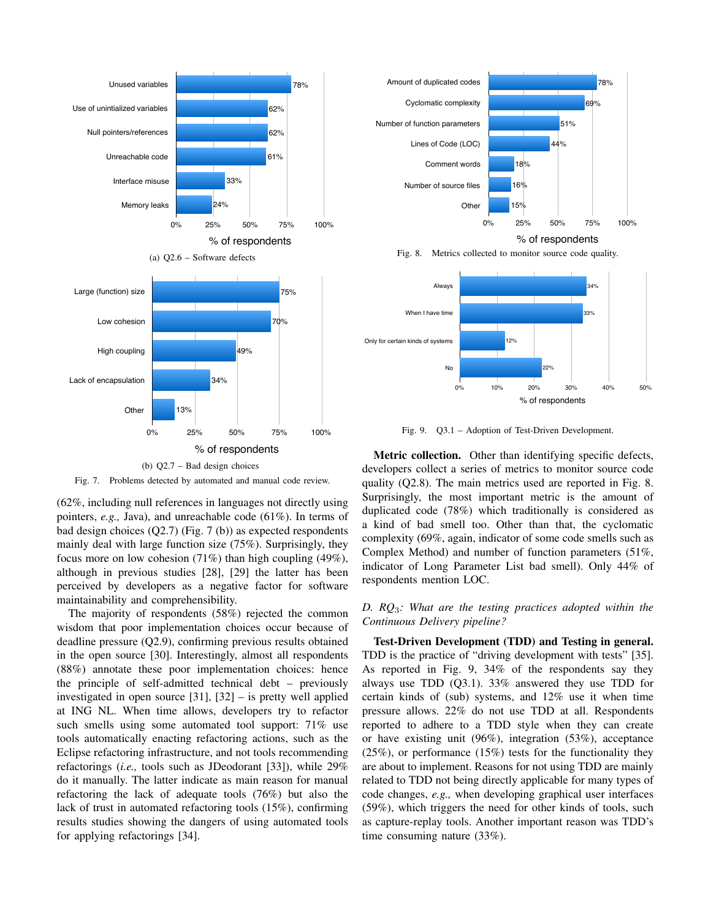(a) Q2.6 – Software defects

(b) Q2.7 – Bad design choices

Fig. 7. Problems detected by automated and manual code review.

Fig. 8. Metrics collected to monitor source code quality.

Fig. 9. Q3.1 – Adoption of Test-Driven Development.

(62%, including null references in languages not directly using pointers, *e.g.,* Java), and unreachable code (61%). In terms of bad design choices (Q2.7) (Fig. 7 (b)) as expected respondents mainly deal with large function size (75%). Surprisingly, they focus more on low cohesion (71%) than high coupling (49%), although in previous studies [28], [29] the latter has been perceived by developers as a negative factor for software maintainability and comprehensibility.

The majority of respondents (58%) rejected the common wisdom that poor implementation choices occur because of deadline pressure (Q2.9), confirming previous results obtained in the open source [30]. Interestingly, almost all respondents (88%) annotate these poor implementation choices: hence the principle of self-admitted technical debt – previously investigated in open source [31], [32] – is pretty well applied at ING NL. When time allows, developers try to refactor such smells using some automated tool support: 71% use tools automatically enacting refactoring actions, such as the Eclipse refactoring infrastructure, and not tools recommending refactorings (*i.e.,* tools such as JDeodorant [33]), while 29% do it manually. The latter indicate as main reason for manual refactoring the lack of adequate tools (76%) but also the lack of trust in automated refactoring tools (15%), confirming results studies showing the dangers of using automated tools for applying refactorings [34].

**Metric collection.** Other than identifying specific defects, developers collect a series of metrics to monitor source code quality (Q2.8). The main metrics used are reported in Fig. 8. Surprisingly, the most important metric is the amount of duplicated code (78%) which traditionally is considered as a kind of bad smell too. Other than that, the cyclomatic complexity (69%, again, indicator of some code smells such as Complex Method) and number of function parameters (51%, indicator of Long Parameter List bad smell). Only 44% of respondents mention LOC.

### *D. RQ$_3$: What are the testing practices adopted within the Continuous Delivery pipeline?*

**Test-Driven Development (TDD) and Testing in general.** TDD is the practice of "driving development with tests" [35]. As reported in Fig. 9, 34% of the respondents say they always use TDD (Q3.1). 33% answered they use TDD for certain kinds of (sub) systems, and 12% use it when time pressure allows. 22% do not use TDD at all. Respondents reported to adhere to a TDD style when they can create or have existing unit (96%), integration (53%), acceptance (25%), or performance (15%) tests for the functionality they are about to implement. Reasons for not using TDD are mainly related to TDD not being directly applicable for many types of code changes, *e.g.,* when developing graphical user interfaces (59%), which triggers the need for other kinds of tools, such as capture-replay tools. Another important reason was TDD's time consuming nature (33%).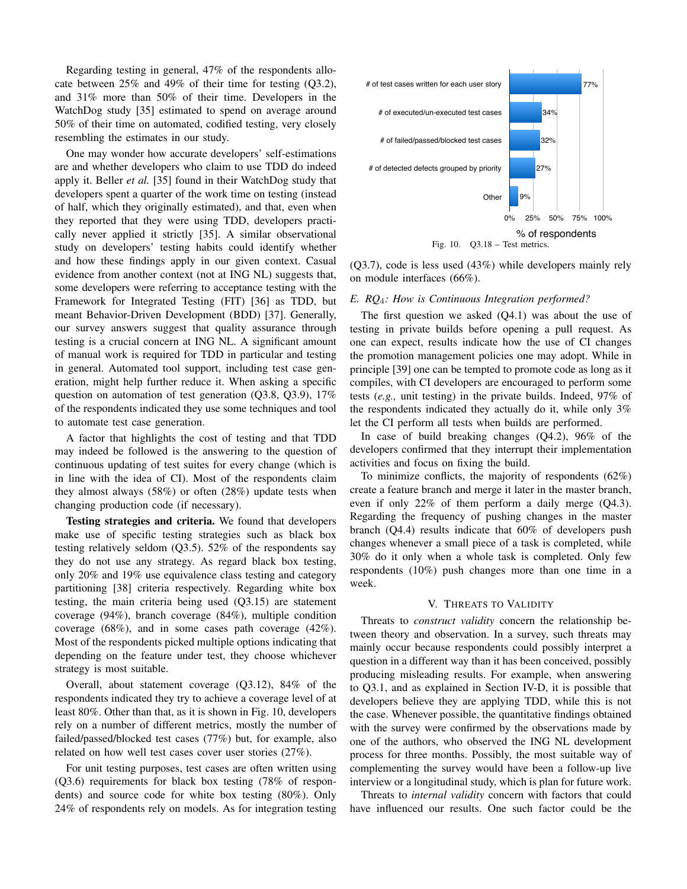Regarding testing in general, 47% of the respondents allocate between 25% and 49% of their time for testing (Q3.2), and 31% more than 50% of their time. Developers in the WatchDog study [35] estimated to spend on average around 50% of their time on automated, codified testing, very closely resembling the estimates in our study.

One may wonder how accurate developers' self-estimations are and whether developers who claim to use TDD do indeed apply it. Beller *et al.* [35] found in their WatchDog study that developers spent a quarter of the work time on testing (instead of half, which they originally estimated), and that, even when they reported that they were using TDD, developers practically never applied it strictly [35]. A similar observational study on developers' testing habits could identify whether and how these findings apply in our given context. Casual evidence from another context (not at ING NL) suggests that, some developers were referring to acceptance testing with the Framework for Integrated Testing (FIT) [36] as TDD, but meant Behavior-Driven Development (BDD) [37]. Generally, our survey answers suggest that quality assurance through testing is a crucial concern at ING NL. A significant amount of manual work is required for TDD in particular and testing in general. Automated tool support, including test case generation, might help further reduce it. When asking a specific question on automation of test generation (Q3.8, Q3.9), 17% of the respondents indicated they use some techniques and tool to automate test case generation.

A factor that highlights the cost of testing and that TDD may indeed be followed is the answering to the question of continuous updating of test suites for every change (which is in line with the idea of CI). Most of the respondents claim they almost always (58%) or often (28%) update tests when changing production code (if necessary).

**Testing strategies and criteria.** We found that developers make use of specific testing strategies such as black box testing relatively seldom (Q3.5). 52% of the respondents say they do not use any strategy. As regard black box testing, only 20% and 19% use equivalence class testing and category partitioning [38] criteria respectively. Regarding white box testing, the main criteria being used (Q3.15) are statement coverage (94%), branch coverage (84%), multiple condition coverage (68%), and in some cases path coverage (42%). Most of the respondents picked multiple options indicating that depending on the feature under test, they choose whichever strategy is most suitable.

Overall, about statement coverage (Q3.12), 84% of the respondents indicated they try to achieve a coverage level of at least 80%. Other than that, as it is shown in Fig. 10, developers rely on a number of different metrics, mostly the number of failed/passed/blocked test cases (77%) but, for example, also related on how well test cases cover user stories (27%).

For unit testing purposes, test cases are often written using (Q3.6) requirements for black box testing (78% of respondents) and source code for white box testing (80%). Only 24% of respondents rely on models. As for integration testing (Q3.7), code is less used (43%) while developers mainly rely on module interfaces (66%).

| Metric | % of respondents |
| --- | --- |
| # of test cases written for each user story | 77% |
| # of executed/un-executed test cases | 34% |
| # of failed/passed/blocked test cases | 32% |
| # of detected defects grouped by priority | 27% |
| Other | 9% |

Fig. 10. Q3.18 – Test metrics.

### E. $RQ_4$: How is Continuous Integration performed?

The first question we asked (Q4.1) was about the use of testing in private builds before opening a pull request. As one can expect, results indicate how the use of CI changes the promotion management policies one may adopt. While in principle [39] one can be tempted to promote code as long as it compiles, with CI developers are encouraged to perform some tests (*e.g.,* unit testing) in the private builds. Indeed, 97% of the respondents indicated they actually do it, while only 3% let the CI perform all tests when builds are performed.

In case of build breaking changes (Q4.2), 96% of the developers confirmed that they interrupt their implementation activities and focus on fixing the build.

To minimize conflicts, the majority of respondents (62%) create a feature branch and merge it later in the master branch, even if only 22% of them perform a daily merge (Q4.3). Regarding the frequency of pushing changes in the master branch (Q4.4) results indicate that 60% of developers push changes whenever a small piece of a task is completed, while 30% do it only when a whole task is completed. Only few respondents (10%) push changes more than one time in a week.

## V. Threats to Validity

Threats to *construct validity* concern the relationship between theory and observation. In a survey, such threats may mainly occur because respondents could possibly interpret a question in a different way than it has been conceived, possibly producing misleading results. For example, when answering to Q3.1, and as explained in Section IV-D, it is possible that developers believe they are applying TDD, while this is not the case. Whenever possible, the quantitative findings obtained with the survey were confirmed by the observations made by one of the authors, who observed the ING NL development process for three months. Possibly, the most suitable way of complementing the survey would have been a follow-up live interview or a longitudinal study, which is plan for future work.

Threats to *internal validity* concern with factors that could have influenced our results. One such factor could be the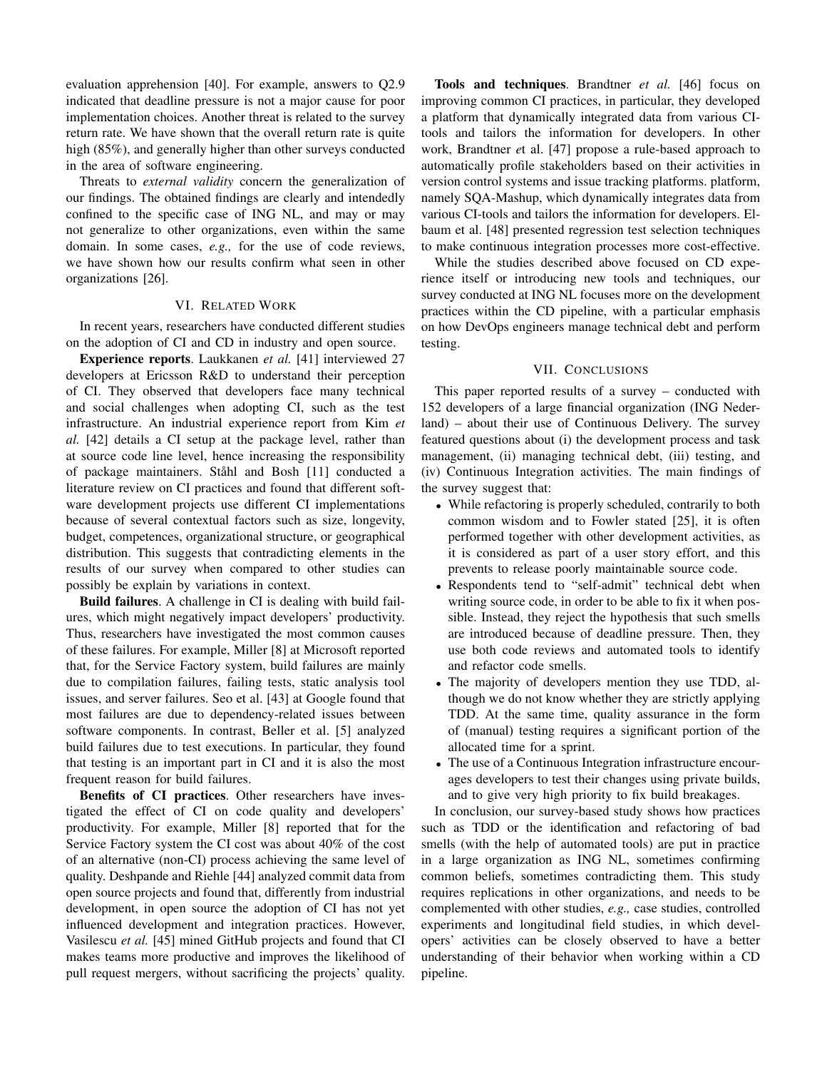evaluation apprehension [40]. For example, answers to Q2.9 indicated that deadline pressure is not a major cause for poor implementation choices. Another threat is related to the survey return rate. We have shown that the overall return rate is quite high (85%), and generally higher than other surveys conducted in the area of software engineering.

Threats to *external validity* concern the generalization of our findings. The obtained findings are clearly and intendedly confined to the specific case of ING NL, and may or may not generalize to other organizations, even within the same domain. In some cases, *e.g.,* for the use of code reviews, we have shown how our results confirm what seen in other organizations [26].

## VI. Related Work

In recent years, researchers have conducted different studies on the adoption of CI and CD in industry and open source.

**Experience reports**. Laukkanen *et al.* [41] interviewed 27 developers at Ericsson R&D to understand their perception of CI. They observed that developers face many technical and social challenges when adopting CI, such as the test infrastructure. An industrial experience report from Kim *et al.* [42] details a CI setup at the package level, rather than at source code line level, hence increasing the responsibility of package maintainers. Ståhl and Bosh [11] conducted a literature review on CI practices and found that different software development projects use different CI implementations because of several contextual factors such as size, longevity, budget, competences, organizational structure, or geographical distribution. This suggests that contradicting elements in the results of our survey when compared to other studies can possibly be explain by variations in context.

**Build failures**. A challenge in CI is dealing with build failures, which might negatively impact developers' productivity. Thus, researchers have investigated the most common causes of these failures. For example, Miller [8] at Microsoft reported that, for the Service Factory system, build failures are mainly due to compilation failures, failing tests, static analysis tool issues, and server failures. Seo et al. [43] at Google found that most failures are due to dependency-related issues between software components. In contrast, Beller et al. [5] analyzed build failures due to test executions. In particular, they found that testing is an important part in CI and it is also the most frequent reason for build failures.

**Benefits of CI practices**. Other researchers have investigated the effect of CI on code quality and developers' productivity. For example, Miller [8] reported that for the Service Factory system the CI cost was about 40% of the cost of an alternative (non-CI) process achieving the same level of quality. Deshpande and Riehle [44] analyzed commit data from open source projects and found that, differently from industrial development, in open source the adoption of CI has not yet influenced development and integration practices. However, Vasilescu *et al.* [45] mined GitHub projects and found that CI makes teams more productive and improves the likelihood of pull request mergers, without sacrificing the projects' quality.

**Tools and techniques**. Brandtner *et al.* [46] focus on improving common CI practices, in particular, they developed a platform that dynamically integrated data from various CI-tools and tailors the information for developers. In other work, Brandtner *e*t al. [47] propose a rule-based approach to automatically profile stakeholders based on their activities in version control systems and issue tracking platforms. platform, namely SQA-Mashup, which dynamically integrates data from various CI-tools and tailors the information for developers. Elbaum et al. [48] presented regression test selection techniques to make continuous integration processes more cost-effective.

While the studies described above focused on CD experience itself or introducing new tools and techniques, our survey conducted at ING NL focuses more on the development practices within the CD pipeline, with a particular emphasis on how DevOps engineers manage technical debt and perform testing.

## VII. Conclusions

This paper reported results of a survey – conducted with 152 developers of a large financial organization (ING Nederland) – about their use of Continuous Delivery. The survey featured questions about (i) the development process and task management, (ii) managing technical debt, (iii) testing, and (iv) Continuous Integration activities. The main findings of the survey suggest that:

- While refactoring is properly scheduled, contrarily to both common wisdom and to Fowler stated [25], it is often performed together with other development activities, as it is considered as part of a user story effort, and this prevents to release poorly maintainable source code.
- Respondents tend to "self-admit" technical debt when writing source code, in order to be able to fix it when possible. Instead, they reject the hypothesis that such smells are introduced because of deadline pressure. Then, they use both code reviews and automated tools to identify and refactor code smells.
- The majority of developers mention they use TDD, although we do not know whether they are strictly applying TDD. At the same time, quality assurance in the form of (manual) testing requires a significant portion of the allocated time for a sprint.
- The use of a Continuous Integration infrastructure encourages developers to test their changes using private builds, and to give very high priority to fix build breakages.

In conclusion, our survey-based study shows how practices such as TDD or the identification and refactoring of bad smells (with the help of automated tools) are put in practice in a large organization as ING NL, sometimes confirming common beliefs, sometimes contradicting them. This study requires replications in other organizations, and needs to be complemented with other studies, *e.g.,* case studies, controlled experiments and longitudinal field studies, in which developers' activities can be closely observed to have a better understanding of their behavior when working within a CD pipeline.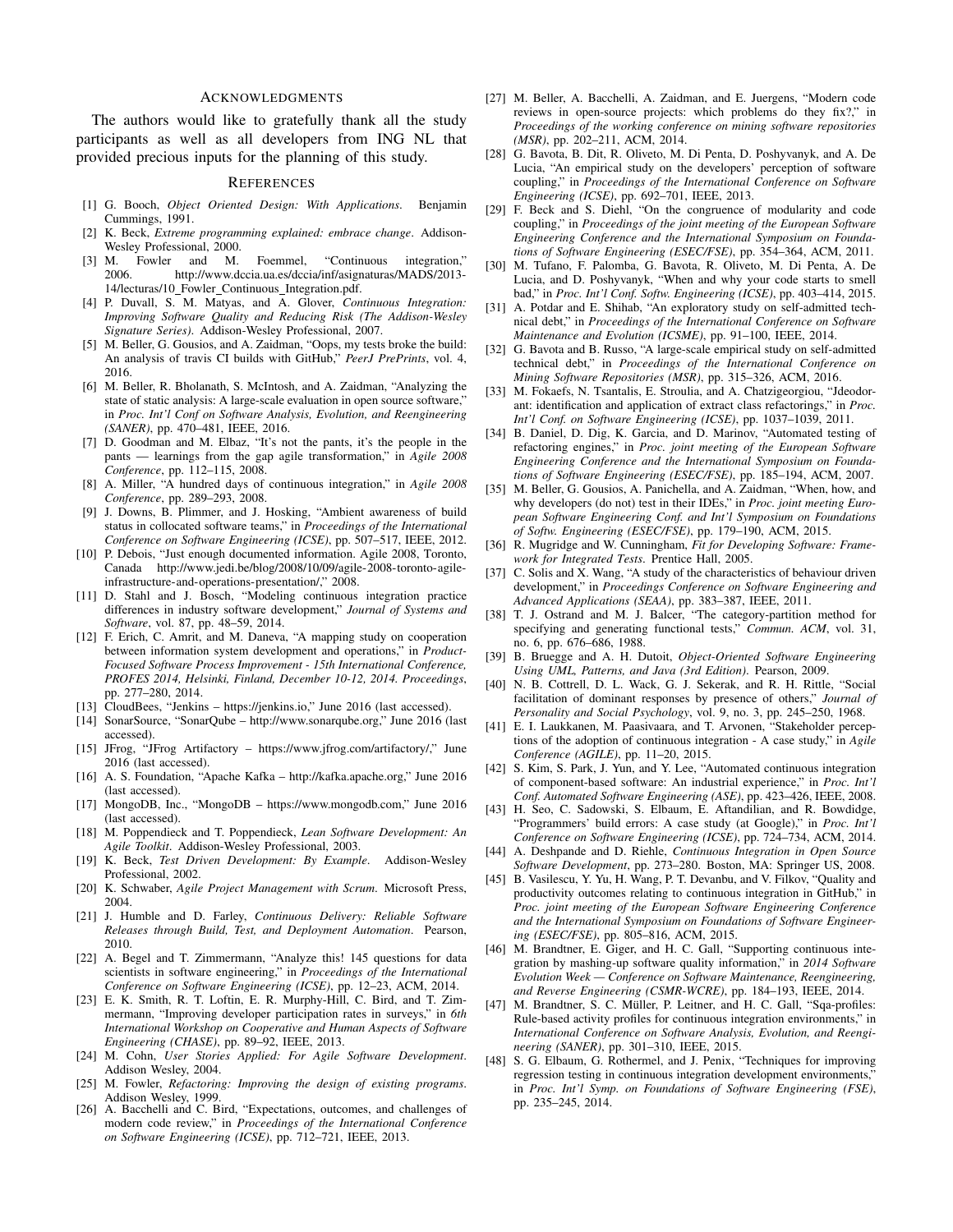## Acknowledgments

The authors would like to gratefully thank all the study participants as well as all developers from ING NL that provided precious inputs for the planning of this study.

## References

[1] G. Booch, *Object Oriented Design: With Applications*. Benjamin Cummings, 1991.

[2] K. Beck, *Extreme programming explained: embrace change*. Addison-Wesley Professional, 2000.

[3] M. Fowler and M. Foemmel, "Continuous integration," 2006. http://www.dccia.ua.es/dccia/inf/asignaturas/MADS/2013-14/lecturas/10_Fowler_Continuous_Integration.pdf.

[4] P. Duvall, S. M. Matyas, and A. Glover, *Continuous Integration: Improving Software Quality and Reducing Risk (The Addison-Wesley Signature Series)*. Addison-Wesley Professional, 2007.

[5] M. Beller, G. Gousios, and A. Zaidman, "Oops, my tests broke the build: An analysis of travis CI builds with GitHub," *PeerJ PrePrints*, vol. 4, 2016.

[6] M. Beller, R. Bholanath, S. McIntosh, and A. Zaidman, "Analyzing the state of static analysis: A large-scale evaluation in open source software," in *Proc. Int'l Conf on Software Analysis, Evolution, and Reengineering (SANER)*, pp. 470–481, IEEE, 2016.

[7] D. Goodman and M. Elbaz, "It's not the pants, it's the people in the pants — learnings from the gap agile transformation," in *Agile 2008 Conference*, pp. 112–115, 2008.

[8] A. Miller, "A hundred days of continuous integration," in *Agile 2008 Conference*, pp. 289–293, 2008.

[9] J. Downs, B. Plimmer, and J. Hosking, "Ambient awareness of build status in collocated software teams," in *Proceedings of the International Conference on Software Engineering (ICSE)*, pp. 507–517, IEEE, 2012.

[10] P. Debois, "Just enough documented information. Agile 2008, Toronto, Canada http://www.jedi.be/blog/2008/10/09/agile-2008-toronto-agile-infrastructure-and-operations-presentation/," 2008.

[11] D. Stahl and J. Bosch, "Modeling continuous integration practice differences in industry software development," *Journal of Systems and Software*, vol. 87, pp. 48–59, 2014.

[12] F. Erich, C. Amrit, and M. Daneva, "A mapping study on cooperation between information system development and operations," in *Product-Focused Software Process Improvement - 15th International Conference, PROFES 2014, Helsinki, Finland, December 10-12, 2014. Proceedings*, pp. 277–280, 2014.

[13] CloudBees, "Jenkins – https://jenkins.io," June 2016 (last accessed).

[14] SonarSource, "SonarQube – http://www.sonarqube.org," June 2016 (last accessed).

[15] JFrog, "JFrog Artifactory – https://www.jfrog.com/artifactory/," June 2016 (last accessed).

[16] A. S. Foundation, "Apache Kafka – http://kafka.apache.org," June 2016 (last accessed).

[17] MongoDB, Inc., "MongoDB – https://www.mongodb.com," June 2016 (last accessed).

[18] M. Poppendieck and T. Poppendieck, *Lean Software Development: An Agile Toolkit*. Addison-Wesley Professional, 2003.

[19] K. Beck, *Test Driven Development: By Example*. Addison-Wesley Professional, 2002.

[20] K. Schwaber, *Agile Project Management with Scrum*. Microsoft Press, 2004.

[21] J. Humble and D. Farley, *Continuous Delivery: Reliable Software Releases through Build, Test, and Deployment Automation*. Pearson, 2010.

[22] A. Begel and T. Zimmermann, "Analyze this! 145 questions for data scientists in software engineering," in *Proceedings of the International Conference on Software Engineering (ICSE)*, pp. 12–23, ACM, 2014.

[23] E. K. Smith, R. T. Loftin, E. R. Murphy-Hill, C. Bird, and T. Zimmermann, "Improving developer participation rates in surveys," in *6th International Workshop on Cooperative and Human Aspects of Software Engineering (CHASE)*, pp. 89–92, IEEE, 2013.

[24] M. Cohn, *User Stories Applied: For Agile Software Development*. Addison Wesley, 2004.

[25] M. Fowler, *Refactoring: Improving the design of existing programs*. Addison Wesley, 1999.

[26] A. Bacchelli and C. Bird, "Expectations, outcomes, and challenges of modern code review," in *Proceedings of the International Conference on Software Engineering (ICSE)*, pp. 712–721, IEEE, 2013.

[27] M. Beller, A. Bacchelli, A. Zaidman, and E. Juergens, "Modern code reviews in open-source projects: which problems do they fix?," in *Proceedings of the working conference on mining software repositories (MSR)*, pp. 202–211, ACM, 2014.

[28] G. Bavota, B. Dit, R. Oliveto, M. Di Penta, D. Poshyvanyk, and A. De Lucia, "An empirical study on the developers' perception of software coupling," in *Proceedings of the International Conference on Software Engineering (ICSE)*, pp. 692–701, IEEE, 2013.

[29] F. Beck and S. Diehl, "On the congruence of modularity and code coupling," in *Proceedings of the joint meeting of the European Software Engineering Conference and the International Symposium on Foundations of Software Engineering (ESEC/FSE)*, pp. 354–364, ACM, 2011.

[30] M. Tufano, F. Palomba, G. Bavota, R. Oliveto, M. Di Penta, A. De Lucia, and D. Poshyvanyk, "When and why your code starts to smell bad," in *Proc. Int'l Conf. Softw. Engineering (ICSE)*, pp. 403–414, 2015.

[31] A. Potdar and E. Shihab, "An exploratory study on self-admitted technical debt," in *Proceedings of the International Conference on Software Maintenance and Evolution (ICSME)*, pp. 91–100, IEEE, 2014.

[32] G. Bavota and B. Russo, "A large-scale empirical study on self-admitted technical debt," in *Proceedings of the International Conference on Mining Software Repositories (MSR)*, pp. 315–326, ACM, 2016.

[33] M. Fokaefs, N. Tsantalis, E. Stroulia, and A. Chatzigeorgiou, "Jdeodorant: identification and application of extract class refactorings," in *Proc. Int'l Conf. on Software Engineering (ICSE)*, pp. 1037–1039, 2011.

[34] B. Daniel, D. Dig, K. Garcia, and D. Marinov, "Automated testing of refactoring engines," in *Proc. joint meeting of the European Software Engineering Conference and the International Symposium on Foundations of Software Engineering (ESEC/FSE)*, pp. 185–194, ACM, 2007.

[35] M. Beller, G. Gousios, A. Panichella, and A. Zaidman, "When, how, and why developers (do not) test in their IDEs," in *Proc. joint meeting European Software Engineering Conf. and Int'l Symposium on Foundations of Softw. Engineering (ESEC/FSE)*, pp. 179–190, ACM, 2015.

[36] R. Mugridge and W. Cunningham, *Fit for Developing Software: Framework for Integrated Tests*. Prentice Hall, 2005.

[37] C. Solis and X. Wang, "A study of the characteristics of behaviour driven development," in *Proceedings Conference on Software Engineering and Advanced Applications (SEAA)*, pp. 383–387, IEEE, 2011.

[38] T. J. Ostrand and M. J. Balcer, "The category-partition method for specifying and generating functional tests," *Commun. ACM*, vol. 31, no. 6, pp. 676–686, 1988.

[39] B. Bruegge and A. H. Dutoit, *Object-Oriented Software Engineering Using UML, Patterns, and Java (3rd Edition)*. Pearson, 2009.

[40] N. B. Cottrell, D. L. Wack, G. J. Sekerak, and R. H. Rittle, "Social facilitation of dominant responses by presence of others," *Journal of Personality and Social Psychology*, vol. 9, no. 3, pp. 245–250, 1968.

[41] E. I. Laukkanen, M. Paasivaara, and T. Arvonen, "Stakeholder perceptions of the adoption of continuous integration - A case study," in *Agile Conference (AGILE)*, pp. 11–20, 2015.

[42] S. Kim, S. Park, J. Yun, and Y. Lee, "Automated continuous integration of component-based software: An industrial experience," in *Proc. Int'l Conf. Automated Software Engineering (ASE)*, pp. 423–426, IEEE, 2008.

[43] H. Seo, C. Sadowski, S. Elbaum, E. Aftandilian, and R. Bowdidge, "Programmers' build errors: A case study (at Google)," in *Proc. Int'l Conference on Software Engineering (ICSE)*, pp. 724–734, ACM, 2014.

[44] A. Deshpande and D. Riehle, *Continuous Integration in Open Source Software Development*, pp. 273–280. Boston, MA: Springer US, 2008.

[45] B. Vasilescu, Y. Yu, H. Wang, P. T. Devanbu, and V. Filkov, "Quality and productivity outcomes relating to continuous integration in GitHub," in *Proc. joint meeting of the European Software Engineering Conference and the International Symposium on Foundations of Software Engineering (ESEC/FSE)*, pp. 805–816, ACM, 2015.

[46] M. Brandtner, E. Giger, and H. C. Gall, "Supporting continuous integration by mashing-up software quality information," in *2014 Software Evolution Week — Conference on Software Maintenance, Reengineering, and Reverse Engineering (CSMR-WCRE)*, pp. 184–193, IEEE, 2014.

[47] M. Brandtner, S. C. Müller, P. Leitner, and H. C. Gall, "Sqa-profiles: Rule-based activity profiles for continuous integration environments," in *International Conference on Software Analysis, Evolution, and Reengineering (SANER)*, pp. 301–310, IEEE, 2015.

[48] S. G. Elbaum, G. Rothermel, and J. Penix, "Techniques for improving regression testing in continuous integration development environments," in *Proc. Int'l Symp. on Foundations of Software Engineering (FSE)*, pp. 235–245, 2014.